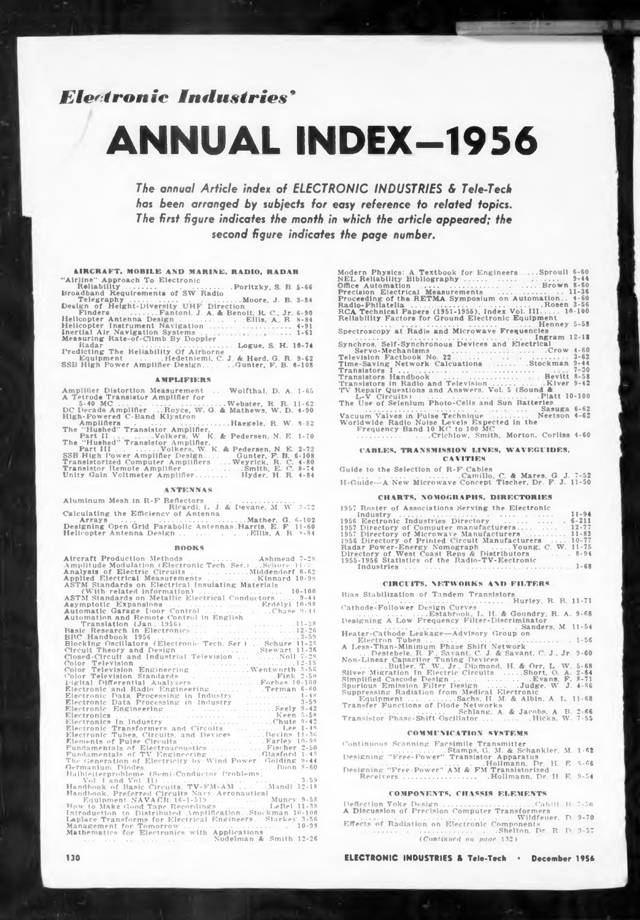*Electronic Industries'*

# ANNUAL INDEX—1956

*The annual Article index of ELECTRONIC INDUSTRIES & Tele-Tech has been arranged by subjects for easy reference to related topics. The first figure indicates the month in which the article appeared; the second figure indicates the page number.*

## AIRCRAFT, MOBILE AND MARINE, RADIO, RADAR

"Airline" Approach To Electronic Reliability ........ Poritzky, S. B. 5-66
Broadband Requirements of SW Radio Telegraphy ........ Moore, J. B. 3-84
Design of Height-Diversity UHF Direction Finders ........ Fantoni, J. A. & Benoit, R. C., Jr. 6-90
Helicopter Antenna Design ........ Ellis, A. R. 8-84
Helicopter Instrument Navigation ........ 4-91
Inertial Air Navigation Systems ........ 1-61
Measuring Rate-of-Climb By Doppler Radar ........ Logue, S. H. 10-74
Predicting The Reliability Of Airborne Equipment ........ Hedetniemi, C. J. & Herd, G. R. 9-62
SSB High Power Amplifier Design ........ Gunter, F. B. 6-108

## AMPLIFIERS

Amplifier Distortion Measurement ........ Wolfthal, D. A. 1-65
A Tetrode Transistor Amplifier for 5-40 MC ........ Webster, R. R. 11-62
DC Decade Amplifier ........ Royce, W. G. & Mathews, W. D. 4-90
High-Powered C-Band Klystron Amplifiers ........ Haegele, R. W. 8-82
The "Hushed" Transistor Amplifier, Part II ........ Volkers, W. K. & Pedersen, N. E. 1-70
The "Hushed" Transistor Amplifier, Part III ........ Volkers, W. K. & Pedersen, N. E. 2-72
SSB High Power Amplifier Design ........ Gunter, F. B. 6-108
Transistorized Computer Amplifiers ........ Weyrick, R. C. 4-80
Transistor Remote Amplifier ........ Smith, E. C. 8-74
Unity Gain Voltmeter Amplifier ........ Hyder, H. R. 4-84

## ANTENNAS

Aluminum Mesh in R-F Reflectors ........ Ricardi, L. J. & Devane, M. W. 3-72
Calculating the Efficiency of Antenna Arrays ........ Mather, G. 6-102
Designing Open Grid Parabolic Antennas ........ Harris, E. F. 11-60
Helicopter Antenna Design ........ Ellis, A. R. 8-84

## BOOKS

Aircraft Production Methods ........ Ashmead 7-28
Amplitude Modulation (Electronic Tech. Ser.) ........ Schure 11-3?
Analysis of Electric Circuits ........ Middendorf 6-62
Applied Electrical Measurements ........ Kinnard 10-98
ASTM Standards on Electrical Insulating Materials (With related information) ........ 10-100
ASTM Standards on Metallic Electrical Conductors ........ 9-44
Asymptotic Expansions ........ Erdélyi 10-98
Automatic Garage Door Control ........ Chase 9-44
Automation and Remote Control in English Translation (Jan. 1956) ........ 11-38
Basic Research in Electronics ........ 12-26
BBC Handbook 1956 ........ 3-59
Blocking Oscillators (Electronic Tech. Ser.) ........ Schure 11-38
Circuit Theory and Design ........ Stewart 11-36
Closed-Circuit and Industrial Television ........ Noll 7-28
Color Television ........ 12-18
Color Television Engineering ........ Wentworth 3-56
Color Television Standards ........ Fink 2-50
Digital Differential Analyzers ........ Forbes 10-100
Electronic and Radio Engineering ........ Terman 6-60
Electronic Data Processing in Industry ........ 1-48
Electronic Data Processing in Industry ........ 3-59
Electronic Engineering ........ Seely 9-42
Electronics ........ Keen 5-58
Electronics in Industry ........ Chute 9-42
Electronic Transformers and Circuits ........ Lee 1-48
Electronic Tubes, Circuits, and Devices ........ Bevins 11-36
Elements of Pulse Circuits ........ Farley 10-98
Fundamentals of Electroacoustics ........ Fischer 2-50
Fundamentals of TV Engineering ........ Glasford 1-48
The Generation of Electricity by Wind Power ........ Golding 9-44
Germanium Diodes ........ Boon 8-60
Halbleiterprobleme (Semi-Conductor Problems; Vol. I and Vol. II) ........ 3-59
Handbook of Basic Circuits, TV-FM-AM ........ Mandl 12-18
Handbook, Preferred Circuits Navy Aeronautical Equipment NAVAER 16-1-519 ........ Muncy 9-58
How to Make Good Tape Recordings ........ LeBel 11-38
Introduction to Distributed Amplification ........ Stockman 10-100
Laplace Transforms for Electrical Engineers ........ Starkey 3-56
Management for Tomorrow ........ 10-98
Mathematics for Electronics with Applications ........ Nodelman & Smith 12-26
Modern Physics: A Textbook for Engineers ........ Sproull 6-60
NEL Reliability Bibliography ........ 9-44
Office Automation ........ Brown 8-60
Precision Electrical Measurements ........ 11-36
Proceeding of the RETMA Symposium on Automation ........ 4-60
Radio-Philatelia ........ Rosen 3-56
RCA Technical Papers (1951-1956), Index Vol. III ........ 10-100
Reliability Factors for Ground Electronic Equipment ........ Henney 5-58
Spectroscopy at Radio and Microwave Frequencies ........ Ingram 12-18
Synchros, Self-Synchronous Devices and Electrical Servo-Mechanisms ........ Crow 4-60
Television Factbook No. 22 ........ 3-62
Time-Saving Network Calcuations ........ Stockman 9-44
Transistors I ........ 7-30
Transistors Handbook ........ Bevitt 8-58
Transistors in Radio and Television ........ Kiver 9-42
TV Repair Questions and Answers, Vol. 5 (Sound & L-V Circuits) ........ Platt 10-100
The Use of Selenium Photo-Cells and Sun Batteries ........ Sasuga 6-62
Vacuum Valves in Pulse Technique ........ Neetson 4-62
Worldwide Radio Noise Levels Expected in the Frequency Band 10 KC to 100 MC ........ Crichlow, Smith, Morton, Corliss 4-60

## CABLES, TRANSMISSION LINES, WAVEGUIDES, CAVITIES

Guide to the Selection of R-F Cables ........ Camillo, C. & Mares, G. J. 7-52
H-Guide—A New Microwave Concept ........ Tischer, Dr. F. J. 11-50

## CHARTS, NOMOGRAPHS, DIRECTORIES

1957 Roster of Associations Serving the Electronic Industry ........ 11-94
1956 Electronic Industries Directory ........ 6-211
1957 Directory of Computer manufacturers ........ 12-77
1957 Directory of Microwave Manufacturers ........ 11-83
1956 Directory of Printed Circuit Manufacturers ........ 10-77
Radar Power-Energy Nomograph ........ Young, C. W. 11-75
Directory of West Coast Reps & Distributors ........ 8-94
1955-1956 Statistics of the Radio-TV-Electronic Industries ........ 1-68

## CIRCUITS, NETWORKS AND FILTERS

Bias Stabilization of Tandem Transistors ........ Hurley, R. B. 11-71
Cathode-Follower Design Curves ........ Estabrook, L. H. & Goundry, R. A. 9-68
Designing A Low Frequency Filter-Discriminator ........ Sanders, M. 11-54
Heater-Cathode Leakage—Advisory Group on Electron Tubes ........ 1-56
A Less-Than-Minimum Phase Shift Network ........ Destebele, R. F., Savant, C. J. & Savant, C. J., Jr. 9-60
Non-Linear Capacitor Tuning Devices ........ Butler, T. W., Jr., Diamond, H. & Orr, L. W. 5-68
Silver Migration in Electric Circuits ........ Short, O. A. 2-64
Simplified Cascode Design ........ Evans, F. 8-71
Spurious Emission Filter Design ........ Judge, W. J. 4-86
Suppressing Radiation from Medical Electronic Equipment ........ Sachs, H. M. & Albin, A. L. 11-68
Transfer Functions of Diode Networks ........ Schlang, A. & Jacobs, A. B. 2-66
Transistor Phase-Shift Oscillator ........ Hicks, W. E. 7-55

## COMMUNICATION SYSTEMS

Continuous Scanning Facsimile Transmitter ........ Stamps, G. M. & Schankler, M. 1-62
Designing "Free-Power" Transistor Apparatus ........ Hollmann, Dr. H. E. 8-66
Designing "Free-Power" AM & FM Transistorized Receivers ........ Hollmann, Dr. H. E. 9-54

## COMPONENTS, CHASSIS ELEMENTS

Deflection Yoke Design ........ Cahill, B. 7-50
A Discussion of Precision Computer Transformers ........ Wildfeuer, D. 9-70
Effects of Radiation on Electronic Components ........ Shelton, Dr. R. D. 9-57

*(Continued on page 132)*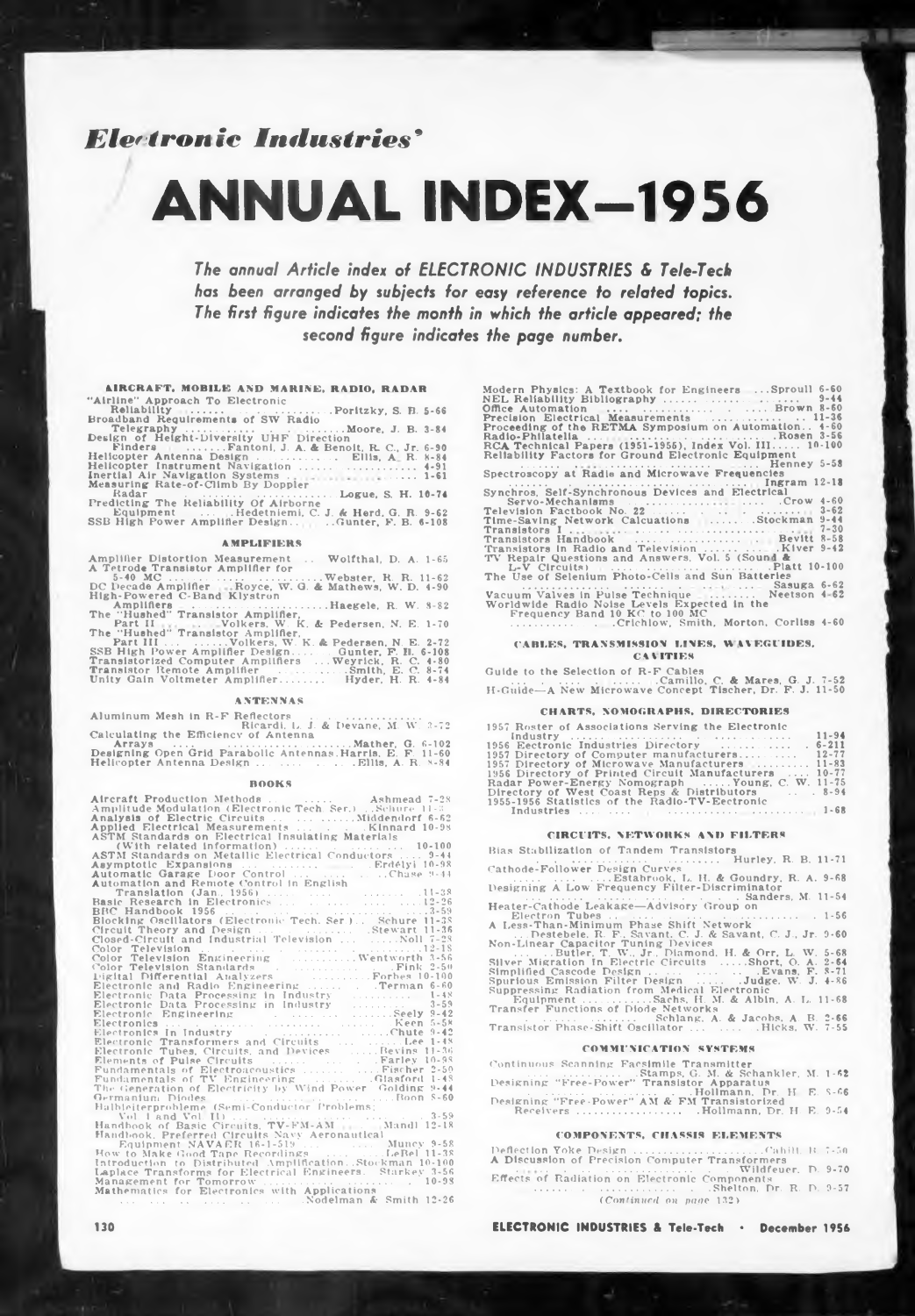*Electronic Industries'*

# ANNUAL INDEX—1956

*The annual Article index of ELECTRONIC INDUSTRIES & Tele-Tech has been arranged by subjects for easy reference to related topics. The first figure indicates the month in which the article appeared; the second figure indicates the page number.*

### AIRCRAFT, MOBILE AND MARINE, RADIO, RADAR

"Airline" Approach To Electronic Reliability ........ Poritzky, S. B. 5-66
Broadband Requirements of SW Radio Telegraphy ........ Moore, J. B. 3-84
Design of Height-Diversity UHF Direction Finders ........ Fantoni, J. A. & Benoit, R. C., Jr. 6-90
Helicopter Antenna Design ........ Ellis, A. R. 8-84
Helicopter Instrument Navigation ........ 4-91
Inertial Air Navigation Systems ........ 1-61
Measuring Rate-of-Climb By Doppler Radar ........ Logue, S. H. 10-74
Predicting The Reliability Of Airborne Equipment ........ Hedetniemi, C. J. & Herd, G. R. 9-62
SSB High Power Amplifier Design ........ Gunter, F. B. 6-108

### AMPLIFIERS

Amplifier Distortion Measurement .. Wolfthal, D. A. 1-65
A Tetrode Transistor Amplifier for 5-40 MC ........ Webster, R. R. 11-62
DC Decade Amplifier ... Royce, W. G. & Mathews, W. D. 4-90
High-Powered C-Band Klystron Amplifiers ........ Haegele, R. W. 8-82
The "Hushed" Transistor Amplifier, Part II ........ Volkers, W. K. & Pedersen, N. E. 1-70
The "Hushed" Transistor Amplifier, Part III ........ Volkers, W. K. & Pedersen, N. E. 2-72
SSB High Power Amplifier Design ........ Gunter, F. B. 6-108
Transistorized Computer Amplifiers ... Weyrick, R. C. 4-80
Transistor Remote Amplifier ........ Smith, E. C. 8-74
Unity Gain Voltmeter Amplifier ........ Hyder, H. R. 4-84

### ANTENNAS

Aluminum Mesh in R-F Reflectors ........ Ricardi, L. J. & Devane, M. W. 3-72
Calculating the Efficiency of Antenna Arrays ........ Mather, G. 6-102
Designing Open Grid Parabolic Antennas. Harris, E. F. 11-60
Helicopter Antenna Design ........ Ellis, A. R. 8-84

### BOOKS

Aircraft Production Methods ........ Ashmead 7-28
Amplitude Modulation (Electronic Tech. Ser.) .. Schure 11-3
Analysis of Electric Circuits ........ Middendorf 6-62
Applied Electrical Measurements ........ Kinnard 10-98
ASTM Standards on Electrical Insulating Materials (With related information) ........ 10-100
ASTM Standards on Metallic Electrical Conductors .... 9-44
Asymptotic Expansions ........ Erdélyi 10-98
Automatic Garage Door Control ........ Chase 9-44
Automation and Remote Control in English Translation (Jan., 1956) ........ 11-38
Basic Research in Electronics ........ 12-26
BRC Handbook 1956 ........ 3-59
Blocking Oscillators (Electronic Tech. Ser.) .. Schure 11-38
Circuit Theory and Design ........ Stewart 11-36
Closed-Circuit and Industrial Television ........ Noll 7-28
Color Television ........ 12-18
Color Television Engineering ........ Wentworth 3-56
Color Television Standards ........ Fink 2-50
Digital Differential Analyzers ........ Forbes 10-100
Electronic and Radio Engineering ........ Terman 6-60
Electronic Data Processing in Industry ........ 1-48
Electronic Data Processing in Industry ........ 3-59
Electronic Engineering ........ Seely 9-42
Electronics ........ Keen 5-58
Electronics in Industry ........ Chute 9-42
Electronic Transformers and Circuits ........ Lee 1-48
Electronic Tubes, Circuits, and Devices ........ Bevins 11-36
Elements of Pulse Circuits ........ Farley 10-98
Fundamentals of Electroacoustics ........ Fischer 2-50
Fundamentals of TV Engineering ........ Glasford 1-48
The Generation of Electricity by Wind Power .. Golding 9-44
Germanium Diodes ........ Roon 8-60
Halbleiterprobleme (Semi-Conductor Problems; Vol. I and Vol. II) ........ 3-59
Handbook of Basic Circuits, TV-FM-AM ........ Mandl 12-18
Handbook, Preferred Circuits Navy Aeronautical Equipment NAVAER 16-1-519 ........ Muncy 9-58
How to Make Good Tape Recordings ........ LeBel 11-38
Introduction to Distributed Amplification .. Stockman 10-100
Laplace Transforms for Electrical Engineers .. Starkey 3-56
Management for Tomorrow ........ 10-98
Mathematics for Electronics with Applications ........ Nodelman & Smith 12-26
Modern Physics: A Textbook for Engineers ... Sproull 6-60
NEL Reliability Bibliography ........ 9-44
Office Automation ........ Brown 8-60
Precision Electrical Measurements ........ 11-36
Proceeding of the RETMA Symposium on Automation .. 4-60
Radio-Philatelia ........ Rosen 3-56
RCA Technical Papers (1951-1956), Index Vol. III ..... 10-100
Reliability Factors for Ground Electronic Equipment ........ Henney 5-58
Spectroscopy at Radio and Microwave Frequencies ........ Ingram 12-18
Synchros, Self-Synchronous Devices and Electrical Servo-Mechanisms ........ Crow 4-60
Television Factbook No. 22 ........ 3-62
Time-Saving Network Calcuations ........ Stockman 9-44
Transistors I ........ 7-30
Transistors Handbook ........ Bevitt 8-58
Transistors in Radio and Television ........ Kiver 9-42
TV Repair Questions and Answers, Vol. 5 (Sound & L-V Circuits) ........ Platt 10-100
The Use of Selenium Photo-Cells and Sun Batteries ........ Sasuga 6-62
Vacuum Valves in Pulse Technique ........ Neetson 4-62
Worldwide Radio Noise Levels Expected in the Frequency Band 10 KC to 100 MC ........ Crichlow, Smith, Morton, Corliss 4-60

### CABLES, TRANSMISSION LINES, WAVEGUIDES, CAVITIES

Guide to the Selection of R-F Cables ........ Camillo, C. & Mares, G. J. 7-52
H-Guide—A New Microwave Concept Tischer, Dr. F. J. 11-50

### CHARTS, NOMOGRAPHS, DIRECTORIES

1957 Roster of Associations Serving the Electronic Industry ........ 11-94
1956 Electronic Industries Directory ........ 6-211
1957 Directory of Computer manufacturers ........ 12-77
1957 Directory of Microwave Manufacturers ........ 11-83
1956 Directory of Printed Circuit Manufacturers ........ 10-77
Radar Power-Energy Nomograph ........ Young, C. W. 11-75
Directory of West Coast Reps & Distributors ........ 8-94
1955-1956 Statistics of the Radio-TV-Electronic Industries ........ 1-68

### CIRCUITS, NETWORKS AND FILTERS

Bias Stabilization of Tandem Transistors ........ Hurley, R. B. 11-71
Cathode-Follower Design Curves ........ Estabrook, L. H. & Goundry, R. A. 9-68
Designing A Low Frequency Filter-Discriminator ........ Sanders, M. 11-54
Heater-Cathode Leakage—Advisory Group on Electron Tubes ........ 1-56
A Less-Than-Minimum Phase Shift Network ........ Destebele, R. F., Savant, C. J. & Savant, C. J., Jr. 9-60
Non-Linear Capacitor Tuning Devices ........ Butler, T. W., Jr., Diamond, H. & Orr, L. W. 5-68
Silver Migration in Electric Circuits ..... Short, O. A. 2-64
Simplified Cascode Design ........ Evans, F. 8-71
Spurious Emission Filter Design ........ Judge, W. J. 4-86
Suppressing Radiation from Medical Electronic Equipment ........ Sachs, H. M. & Albin, A. L. 11-68
Transfer Functions of Diode Networks ........ Schlang, A. & Jacobs, A. B. 2-66
Transistor Phase-Shift Oscillator ........ Hicks, W. 7-55

### COMMUNICATION SYSTEMS

Continuous Scanning Facsimile Transmitter ........ Stamps, G. M. & Schankler, M. 1-62
Designing "Free-Power" Transistor Apparatus ........ Hollmann, Dr. H. E. 8-66
Designing "Free-Power" AM & FM Transistorized Receivers ........ Hollmann, Dr. H. E. 9-54

### COMPONENTS, CHASSIS ELEMENTS

Deflection Yoke Design ........ Cahill, B. 7-50
A Discussion of Precision Computer Transformers ........ Wildfeuer, D. 9-70
Effects of Radiation on Electronic Components ........ Shelton, Dr. R. D. 9-57

*(Continued on page 132)*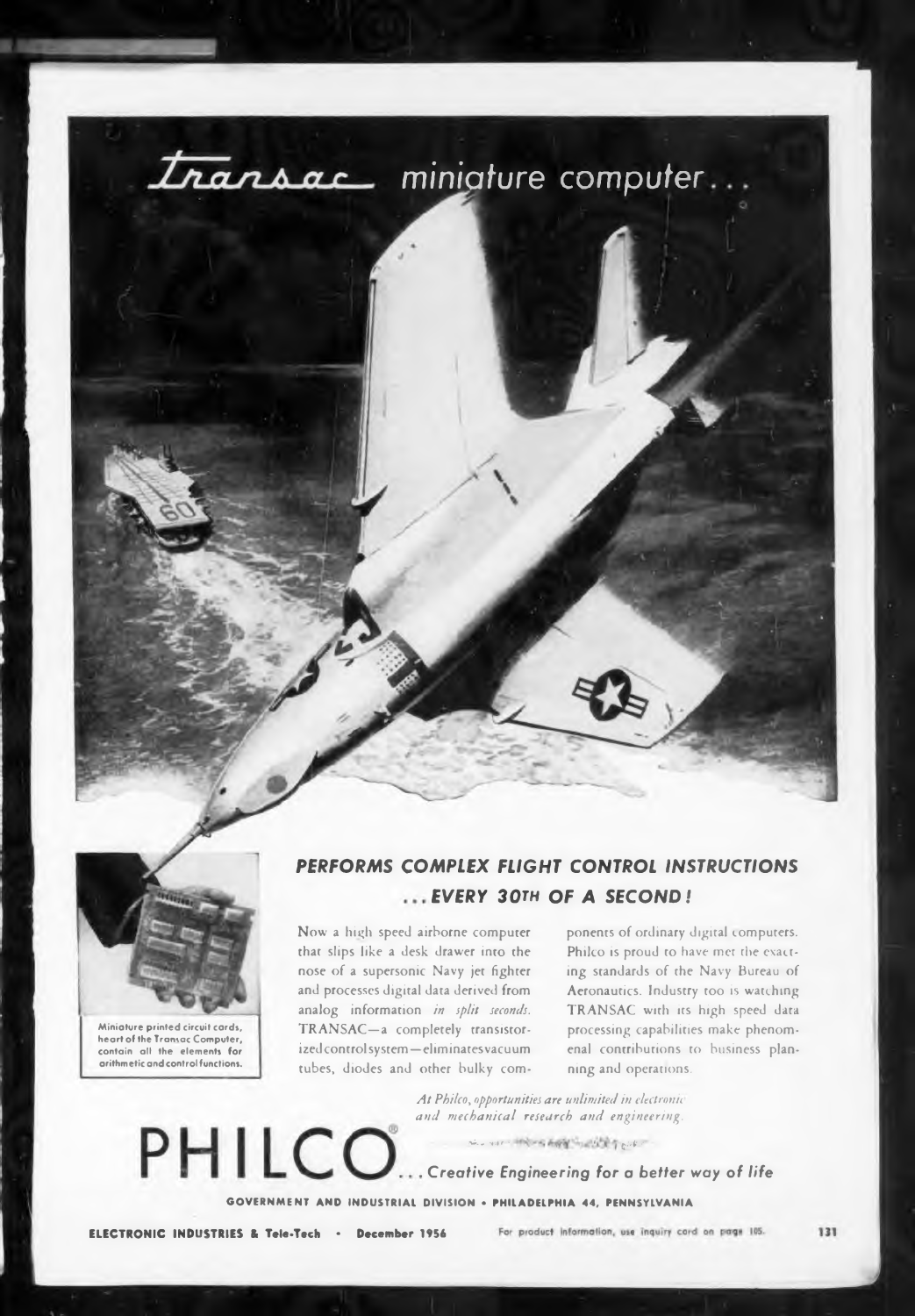# *Transac* miniature computer...

Miniature printed circuit cards, heart of the Transac Computer, contain all the elements for arithmetic and control functions.

## PERFORMS COMPLEX FLIGHT CONTROL INSTRUCTIONS ...EVERY 30TH OF A SECOND!

Now a high speed airborne computer that slips like a desk drawer into the nose of a supersonic Navy jet fighter and processes digital data derived from analog information *in split seconds.* TRANSAC—a completely transistorized control system—eliminates vacuum tubes, diodes and other bulky components of ordinary digital computers. Philco is proud to have met the exacting standards of the Navy Bureau of Aeronautics. Industry too is watching TRANSAC with its high speed data processing capabilities make phenomenal contributions to business planning and operations.

*At Philco, opportunities are unlimited in electronic and mechanical research and engineering.*

**PHILCO®** ...*Creative Engineering for a better way of life*

GOVERNMENT AND INDUSTRIAL DIVISION • PHILADELPHIA 44, PENNSYLVANIA

For product information, use inquiry card on page 105.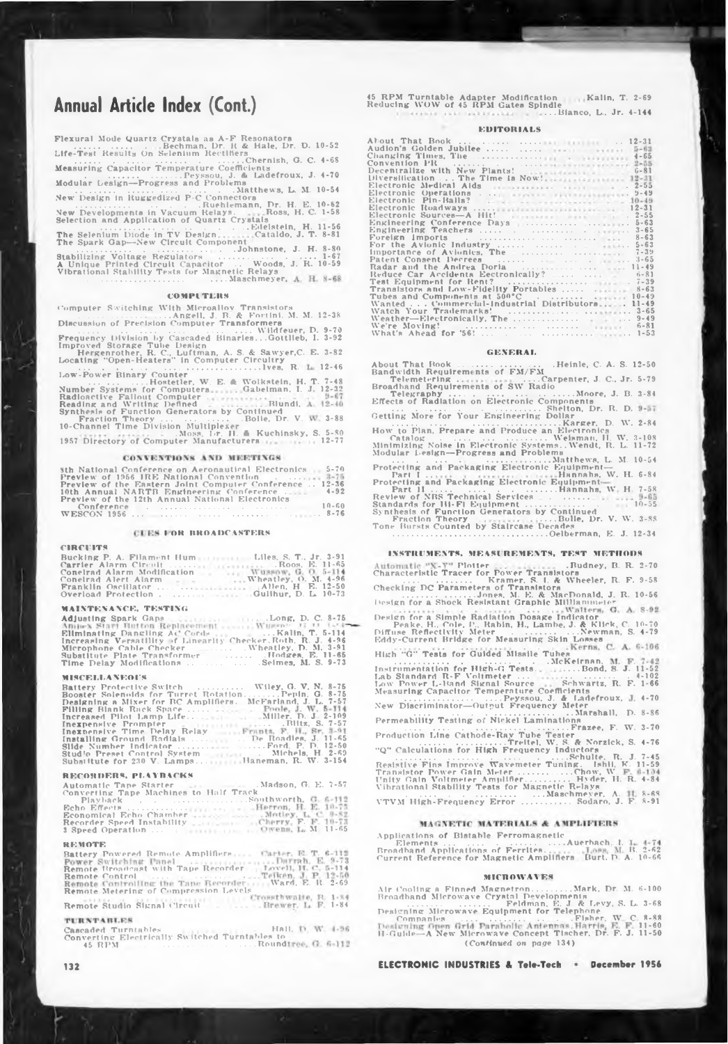# Annual Article Index (Cont.)

Flexural Mode Quartz Crystals as A-F Resonators ..... Bechman, Dr. R & Hale, Dr. D. 10-52
Life-Test Results On Selenium Rectifiers ..... Chernish, G. C. 4-68
Measuring Capacitor Temperature Coefficients ..... Peyssou, J. & Ladefroux, J. 4-70
Modular Design—Progress and Problems ..... Matthews, L. M. 10-54
New Design in Ruggedized P-C Connectors ..... Ruehlemann, Dr. H. E. 10-62
New Developments in Vacuum Relays ..... Ross, H. C. 1-58
Selection and Application of Quartz Crystals ..... Edelstein, H. 11-56
The Selenium Diode in TV Design ..... Cataldo, J. T. 8-81
The Spark Gap—New Circuit Component ..... Johnstone, J. H. 8-80
Stabilizing Voltage Regulators ..... 1-67
A Unique Printed Circuit Capacitor ..... Woods, J. R. 10-59
Vibrational Stability Tests for Magnetic Relays ..... Maschmeyer, A. H. 8-68

### COMPUTERS

Computer Switching With Microalloy Transistors ..... Angell, J. B. & Fortini, M. M. 12-38
Discussion of Precision Computer Transformers ..... Wildfeuer, D. 9-70
Frequency Division by Cascaded Binaries ..... Gottlieb, I. 3-92
Improved Storage Tube Design ..... Hergenrother, R. C., Luftman, A. S. & Sawyer, C. E. 3-82
Locating "Open-Heaters" in Computer Circuitry ..... Ives, R. L. 12-46
Low-Power Binary Counter ..... Hostetler, W. E. & Wolkstein, H. T. 7-48
Number Systems for Computers ..... Gabelman, I. J. 12-32
Radioactive Fallout Computer ..... 9-67
Reading and Writing Defined ..... Blundi, A. 12-40
Synthesis of Function Generators by Continued Fraction Theory ..... Bolle, Dr. V. W. 3-88
10-Channel Time Division Multiplexer ..... Moss, Dr. H. & Kuchinsky, S. 5-80
1957 Directory of Computer Manufacturers ..... 12-77

### CONVENTIONS AND MEETINGS

8th National Conference on Aeronautical Electronics ..... 5-70
Preview of 1956 IRE National Convention ..... 3-75
Preview of the Eastern Joint Computer Conference ..... 12-36
10th Annual NARTB Engineering Conference ..... 4-92
Preview of the 12th Annual National Electronics Conference ..... 10-60
WESCON 1956 ..... 8-76

### CUES FOR BROADCASTERS

#### CIRCUITS

Bucking P. A. Filament Hum ..... Liles, S. T., Jr. 3-91
Carrier Alarm Circuit ..... Roos, E. 11-65
Conelrad Alarm Modification ..... Wussow, G. O. 5-114
Conelrad Alert Alarm ..... Wheatley, O. M. 4-96
Franklin Oscillator ..... Allen, H. E. 12-50
Overload Protection ..... Gulihur, D. L. 10-73

#### MAINTENANCE, TESTING

Adjusting Spark Gaps ..... Long, D. C. 8-75
Ampex Start Button Replacement ..... Wussow, G. O. 1-74
Eliminating Dangling AC Cords ..... Rabin, T. 5-114
Increasing Versatility of Linearity Checker ..... Roth, R. J. 4-96
Microphone Cable Checker ..... Wheatley, D. M. 3-91
Substitute Plate Transformer ..... Hodges, E. 11-65
Time Delay Modifications ..... Selmes, M. S. 9-73

#### MISCELLANEOUS

Battery Protective Switch ..... Wiley, G. V. N. 8-75
Booster Solenoids for Turret Rotation ..... Pepin, G. 8-75
Designing a Mixer for BC Amplifiers ..... McFarland, J. L. 7-57
Filling Blank Rack Space ..... Poole, J. W. 5-114
Increased Pilot Lamp Life ..... Miller, D. J. 2-109
Inexpensive Prompter ..... Blitz, S. 7-57
Inexpensive Time Delay Relay ..... Frantz, F. H., Sr. 3-91
Installing Ground Radials ..... De Roadies, J. 11-65
Slide Number Indicator ..... Ford, P. D. 12-50
Studio Preset Control System ..... Michels, H. 2-69
Substitute for 230 V. Lamps ..... Haneman, R. W. 3-154

#### RECORDERS, PLAYBACKS

Automatic Tape Starter ..... Madson, G. E. 7-57
Converting Tape Machines to Half Track Playback ..... Southworth, G. 6-112
Echo Effects ..... Herron, H. E. 10-73
Economical Echo Chamber ..... Motley, L. C. 9-82
Recorder Speed Instability ..... Cherry, F. F. 10-73
3 Speed Operation ..... Owens, L. M. 11-65

#### REMOTE

Battery Powered Remote Amplifiers ..... Carter, R. T. 6-112
Power Switching Panel ..... Darrah, E. 9-73
Remote Broadcast with Tape Recorder ..... Lovell, H. C. 5-114
Remote Control ..... Teiken, J. P. 12-50
Remote Controlling the Tape Recorder ..... Ward, E. R. 2-69
Remote Metering of Compression Levels ..... Crossthwaite, R. 1-84
Remote Studio Signal Circuit ..... Brewer, L. F. 1-84

#### TURNTABLES

Cascaded Turntables ..... Hall, D. W. 4-96
Converting Electrically Switched Turntables to 45 RPM ..... Roundtree, G. 6-112
45 RPM Turntable Adapter Modification ..... Kalin, T. 2-69
Reducing WOW of 45 RPM Gates Spindle ..... Blanco, L., Jr. 4-144

### EDITORIALS

About That Book ..... 12-31
Audion's Golden Jubilee ..... 5-63
Changing Times, The ..... 4-65
Convention PR ..... 2-55
Decentralize with New Plants! ..... 6-81
Diversification . . . The Time Is Now! ..... 12-31
Electronic Medical Aids ..... 2-55
Electronic Operations ..... 9-49
Electronic Pin-Balls? ..... 10-49
Electronic Roadways ..... 12-31
Electronic Sources—A Hit! ..... 2-55
Engineering Conference Days ..... 5-63
Engineering Teachers ..... 3-65
Foreign Imports ..... 8-63
For the Avionic Industry ..... 5-63
Importance of Avionics, The ..... 7-39
Patent Consent Decrees ..... 3-65
Radar and the Andrea Doria ..... 11-49
Reduce Car Accidents Electronically? ..... 6-81
Test Equipment for Rent? ..... 7-39
Transistors and Low-Fidelity Portables ..... 8-63
Tubes and Components at 500°C ..... 10-49
Wanted . . . Commercial-Industrial Distributors ..... 11-49
Watch Your Trademarks! ..... 3-65
Weather—Electronically, The ..... 9-49
We're Moving! ..... 6-81
What's Ahead for '56! ..... 1-53

### GENERAL

About That Book ..... Heinle, C. A. S. 12-50
Bandwidth Requirements of FM/FM Telemetering ..... Carpenter, J. C., Jr. 5-79
Broadband Requirements of SW Radio Telegraphy ..... Moore, J. B. 3-84
Effects of Radiation on Electronic Components ..... Shelton, Dr. R. D. 9-57
Getting More for Your Engineering Dollar ..... Karger, D. W. 2-84
How to Plan, Prepare and Produce an Electronics Catalog ..... Weisman, H. W. 3-108
Minimizing Noise in Electronic Systems ..... Wendt, R. L. 11-72
Modular Design—Progress and Problems ..... Matthews, L. M. 10-54
Protecting and Packaging Electronic Equipment—Part I ..... Hannahs, W. H. 6-84
Protecting and Packaging Electronic Equipment—Part II ..... Hannahs, W. H. 7-58
Review of NBS Technical Services ..... 9-65
Standards for Hi-Fi Equipment ..... 10-55
Synthesis of Function Generators by Continued Fraction Theory ..... Bolle, Dr. V. W. 3-88
Tone Bursts Counted by Staircase Decades ..... Oelberman, E. J. 12-34

### INSTRUMENTS, MEASUREMENTS, TEST METHODS

Automatic "X-Y" Plotter ..... Budney, B. R. 2-70
Characteristic Tracer for Power Transistors ..... Kramer, S. I. & Wheeler, R. F. 9-58
Checking DC Parameters of Transistors ..... Jones, M. E. & MacDonald, J. R. 10-56
Design for a Shock Resistant Graphic Milliammeter ..... Walters, G. A. 8-92
Design for a Simple Radiation Dosage Indicator ..... Peake, H., Cole, P., Rabin, H., Lambe, J. & Klick, C. 10-70
Diffuse Reflectivity Meter ..... Newman, S. 4-79
Eddy-Current Bridge for Measuring Skin Losses ..... Kerns, C. A. 6-106
High "G" Tests for Guided Missile Tubes ..... McKeirnan, M. F. 7-42
Instrumentation for High-G Tests ..... Bond, S. J. 11-52
Lab Standard R-F Voltmeter ..... 4-102
Low Power L-Band Signal Source ..... Schwartz, R. F. 1-66
Measuring Capacitor Temperature Coefficients ..... Peyssou, J. & Ladefroux, J. 4-70
New Discriminator—Output Frequency Meter ..... Marshall, D. 8-86
Permeability Testing of Nickel Laminations ..... Frazee, F. W. 3-70
Production Line Cathode-Ray Tube Tester ..... Treitel, W. S. & Norzick, S. 4-76
"Q" Calculations for High Frequency Inductors ..... Schulte, R. J. 7-45
Resistive Fins Improve Wavemeter Tuning ..... Ishii, K. 11-59
Transistor Power Gain Meter ..... Chow, W. F. 6-104
Unity Gain Voltmeter Amplifier ..... Hyder, H. R. 4-84
Vibrational Stability Tests for Magnetic Relays ..... Maschmeyer, A. H. 8-68
VTVM High-Frequency Error ..... Sodaro, J. F. 8-91

### MAGNETIC MATERIALS & AMPLIFIERS

Applications of Bistable Ferromagnetic Elements ..... Auerbach, I. L. 4-74
Broadband Applications of Ferrites ..... Loss, M. R. 2-62
Current Reference for Magnetic Amplifiers ..... Burt, D. A. 10-66

### MICROWAVES

Air Cooling a Finned Magnetron ..... Mark, Dr. M. 6-100
Broadband Microwave Crystal Developments ..... Feldman, E. J. & Levy, S. L. 3-68
Designing Microwave Equipment for Telephone Companies ..... Fisher, W. C. 8-88
Designing Open Grid Parabolic Antennas ..... Harris, E. F. 11-60
H-Guide—A New Microwave Concept ..... Tischer, Dr. F. J. 11-50

*(Continued on page 134)*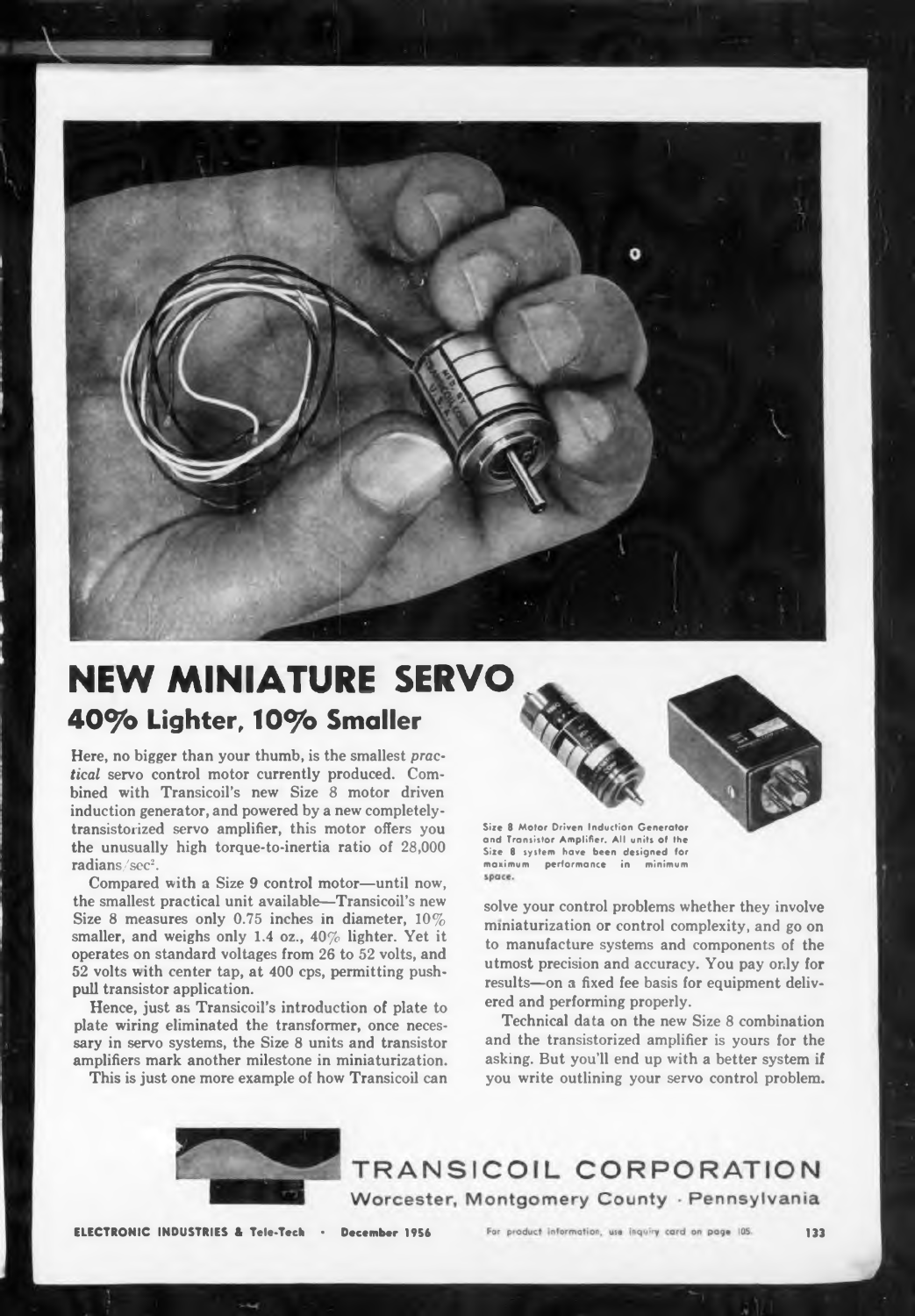# NEW MINIATURE SERVO

## 40% Lighter, 10% Smaller

Here, no bigger than your thumb, is the smallest *practical* servo control motor currently produced. Combined with Transicoil's new Size 8 motor driven induction generator, and powered by a new completely-transistorized servo amplifier, this motor offers you the unusually high torque-to-inertia ratio of 28,000 radians/sec$^2$.

Compared with a Size 9 control motor—until now, the smallest practical unit available—Transicoil's new Size 8 measures only 0.75 inches in diameter, 10% smaller, and weighs only 1.4 oz., 40% lighter. Yet it operates on standard voltages from 26 to 52 volts, and 52 volts with center tap, at 400 cps, permitting push-pull transistor application.

Hence, just as Transicoil's introduction of plate to plate wiring eliminated the transformer, once necessary in servo systems, the Size 8 units and transistor amplifiers mark another milestone in miniaturization.

This is just one more example of how Transicoil can solve your control problems whether they involve miniaturization or control complexity, and go on to manufacture systems and components of the utmost precision and accuracy. You pay only for results—on a fixed fee basis for equipment delivered and performing properly.

Technical data on the new Size 8 combination and the transistorized amplifier is yours for the asking. But you'll end up with a better system if you write outlining your servo control problem.

Size 8 Motor Driven Induction Generator and Transistor Amplifier. All units of the Size 8 system have been designed for maximum performance in minimum space.

**TRANSICOIL CORPORATION**

Worcester, Montgomery County · Pennsylvania

For product information, use inquiry card on page 105.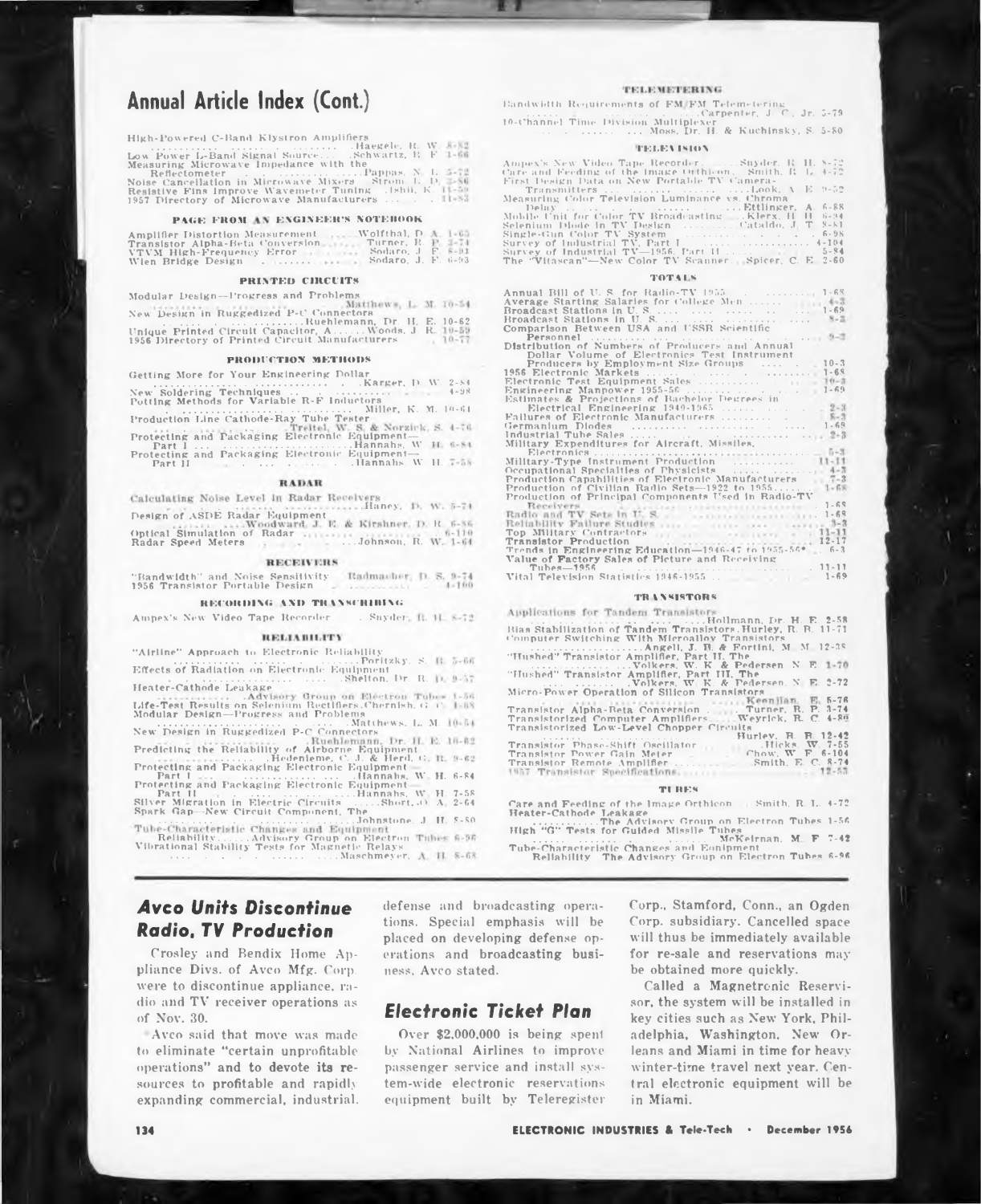# Annual Article Index (Cont.)

High-Powered C-Band Klystron Amplifiers ..... Haegele, R. W. 8-82
Low Power L-Band Signal Source ..... Schwartz, B. F. 1-66
Measuring Microwave Impedance with the Reflectometer ..... Pappas, N. L. 5-72
Noise Cancellation in Microwave Mixers ..... Strom, L. D. 2-86
Resistive Fins Improve Wavemeter Tuning ..... Ishii, K. 11-59
1957 Directory of Microwave Manufacturers ..... 11-83

### PAGE FROM AN ENGINEER'S NOTEBOOK

Amplifier Distortion Measurement ..... Wolfthal, D. A. 1-65
Transistor Alpha-Beta Conversion ..... Turner, R. P. 3-74
VTVM High-Frequency Error ..... Sodaro, J. F. 8-91
Wien Bridge Design ..... Sodaro, J. F. 6-93

### PRINTED CIRCUITS

Modular Design—Progress and Problems ..... Matthews, L. M. 10-54
New Design in Ruggedized P-C Connectors ..... Ruehlemann, Dr. H. E. 10-62
Unique Printed Circuit Capacitor, A ..... Woods, J. R. 10-59
1956 Directory of Printed Circuit Manufacturers ..... 10-77

### PRODUCTION METHODS

Getting More for Your Engineering Dollar ..... Karger, D. W. 2-84
New Soldering Techniques ..... 4-98
Potting Methods for Variable R-F Inductors ..... Miller, K. M. 10-61
Production Line Cathode-Ray Tube Tester ..... Treitel, W. S. & Norzick, S. 4-76
Protecting and Packaging Electronic Equipment—Part I ..... Hannahs, W. H. 6-84
Protecting and Packaging Electronic Equipment—Part II ..... Hannahs, W. H. 7-58

### RADAR

Calculating Noise Level in Radar Receivers ..... Haney, D. W. 5-74
Design of ASDE Radar Equipment ..... Woodward, J. E. & Kirshner, D. R. 6-86
Optical Simulation of Radar ..... 6-110
Radar Speed Meters ..... Johnson, R. W. 1-64

### RECEIVERS

"Bandwidth" and Noise Sensitivity ..... Radmacher, D. S. 9-74
1956 Transistor Portable Design ..... 4-100

### RECORDING AND TRANSCRIBING

Ampex's New Video Tape Recorder ..... Snyder, R. H. 8-72

### RELIABILITY

"Airline" Approach to Electronic Reliability ..... Poritzky, S. B. 5-66
Effects of Radiation on Electronic Equipment ..... Shelton, Dr. R. D. 9-57
Heater-Cathode Leakage ..... Advisory Group on Electron Tubes 1-56
Life-Test Results on Selenium Rectifiers ..... Chernish, G. C. 1-68
Modular Design—Progress and Problems ..... Matthews, L. M. 10-54
New Design in Ruggedized P-C Connectors ..... Ruehlemann, Dr. H. E. 10-62
Predicting the Reliability of Airborne Equipment ..... Hedenieme, C. J. & Herd, G. R. 9-62
Protecting and Packaging Electronic Equipment—Part I ..... Hannahs, W. H. 6-84
Protecting and Packaging Electronic Equipment—Part II ..... Hannahs, W. H. 7-58
Silver Migration in Electric Circuits ..... Short, O. A. 2-64
Spark Gap—New Circuit Component, The ..... Johnstone, J. H. 5-50
Tube-Characteristic Changes and Equipment Reliability ..... Advisory Group on Electron Tubes 6-96
Vibrational Stability Tests for Magnetic Relays ..... Maschmeyer, A. H. 8-68

### TELEMETERING

Bandwidth Requirements of FM/FM Telemetering ..... Carpenter, J. C., Jr. 5-79
10-Channel Time Division Multiplexer ..... Moss, Dr. H. & Kuchinsky, S. 5-80

### TELEVISION

Ampex's New Video Tape Recorder ..... Snyder, R. H. 8-72
Care and Feeding of the Image Orthicon ..... Smith, R. L. 4-72
First Design Data on New Portable TV Camera-Transmitters ..... Look, A. E. 9-52
Measuring Color Television Luminance vs. Chroma Delay ..... Ettlinger, A. 6-88
Mobile Unit for Color TV Broadcasting ..... Klerx, H. H. 6-94
Selenium Diode in TV Design ..... Cataldo, J. T. 8-81
Single-Gun Color TV System ..... 6-98
Survey of Industrial TV, Part I ..... 4-104
Survey of Industrial TV—1956, Part II ..... 5-84
The "Vitascan"—New Color TV Scanner ..... Spicer, C. E. 2-60

### TOTALS

Annual Bill of U. S. for Radio-TV 1955 ..... 1-68
Average Starting Salaries for College Men ..... 4-3
Broadcast Stations in U. S. ..... 1-69
Broadcast Stations in U. S. ..... 8-3
Comparison Between USA and USSR Scientific Personnel ..... 9-3
Distribution of Numbers of Producers and Annual Dollar Volume of Electronics Test Instrument Producers by Employment Size Groups ..... 10-3
1956 Electronic Markets ..... 1-68
Electronic Test Equipment Sales ..... 10-3
Engineering Manpower 1955-56 ..... 1-69
Estimates & Projections of Bachelor Degrees in Electrical Engineering 1949-1965 ..... 2-3
Failures of Electronic Manufacturers ..... 8-3
Germanium Diodes ..... 1-69
Industrial Tube Sales ..... 2-3
Military Expenditures for Aircraft, Missiles, Electronics ..... 5-3
Military-Type Instrument Production ..... 11-11
Occupational Specialties of Physicists ..... 4-3
Production Capabilities of Electronic Manufacturers ..... 7-3
Production of Civilian Radio Sets—1922 to 1955 ..... 1-68
Production of Principal Components Used in Radio-TV Receivers ..... 1-68
Radio and TV Sets in U. S. ..... 1-69
Reliability Failure Studies ..... 3-3
Top Military Contractors ..... 11-11
Transistor Production ..... 12-17
Trends in Engineering Education—1946-47 to 1955-56* ..... 6-3
Value of Factory Sales of Picture and Receiving Tubes—1956 ..... 11-11
Vital Television Statistics 1946-1955 ..... 1-69

### TRANSISTORS

Applications for Tandem Transistors ..... Hollmann, Dr. H. E. 2-58
Bias Stabilization of Tandem Transistors ..... Hurley, R. B. 11-71
Computer Switching With Microalloy Transistors ..... Angell, J. B. & Fortini, M. M. 12-38
"Hushed" Transistor Amplifier, Part II, The ..... Volkers, W. K. & Pedersen, N. E. 1-70
"Hushed" Transistor Amplifier, Part III, The ..... Volkers, W. K. & Pedersen, N. E. 2-72
Micro-Power Operation of Silicon Transistors ..... Keonjian, E. 5-76
Transistor Alpha-Beta Conversion ..... Turner, R. P. 3-74
Transistorized Computer Amplifiers ..... Weyrick, R. C. 4-86
Transistorized Low-Level Chopper Circuits ..... Hurley, R. B. 12-42
Transistor Phase-Shift Oscillator ..... Hicks, W. 7-55
Transistor Power Gain Meter ..... Chow, W. F. 6-104
Transistor Remote Amplifier ..... Smith, E. C. 8-74
1957 Transistor Specifications ..... 12-53

### TUBES

Care and Feeding of the Image Orthicon ..... Smith, R. L. 4-72
Heater-Cathode Leakage ..... The Advisory Group on Electron Tubes 1-56
High "G" Tests for Guided Missile Tubes ..... McKeirnan, M. F. 7-42
Tube-Characteristic Changes and Equipment Reliability ..... The Advisory Group on Electron Tubes 6-96

---

## *Avco Units Discontinue Radio, TV Production*

Crosley and Bendix Home Appliance Divs. of Avco Mfg. Corp. were to discontinue appliance, radio and TV receiver operations as of Nov. 30.

Avco said that move was made to eliminate "certain unprofitable operations" and to devote its resources to profitable and rapidly expanding commercial, industrial, defense and broadcasting operations. Special emphasis will be placed on developing defense operations and broadcasting business, Avco stated.

## *Electronic Ticket Plan*

Over $2,000,000 is being spent by National Airlines to improve passenger service and install system-wide electronic reservations equipment built by Teleregister Corp., Stamford, Conn., an Ogden Corp. subsidiary. Cancelled space will thus be immediately available for re-sale and reservations may be obtained more quickly.

Called a Magnetronic Reservisor, the system will be installed in key cities such as New York, Philadelphia, Washington, New Orleans and Miami in time for heavy winter-time travel next year. Central electronic equipment will be in Miami.